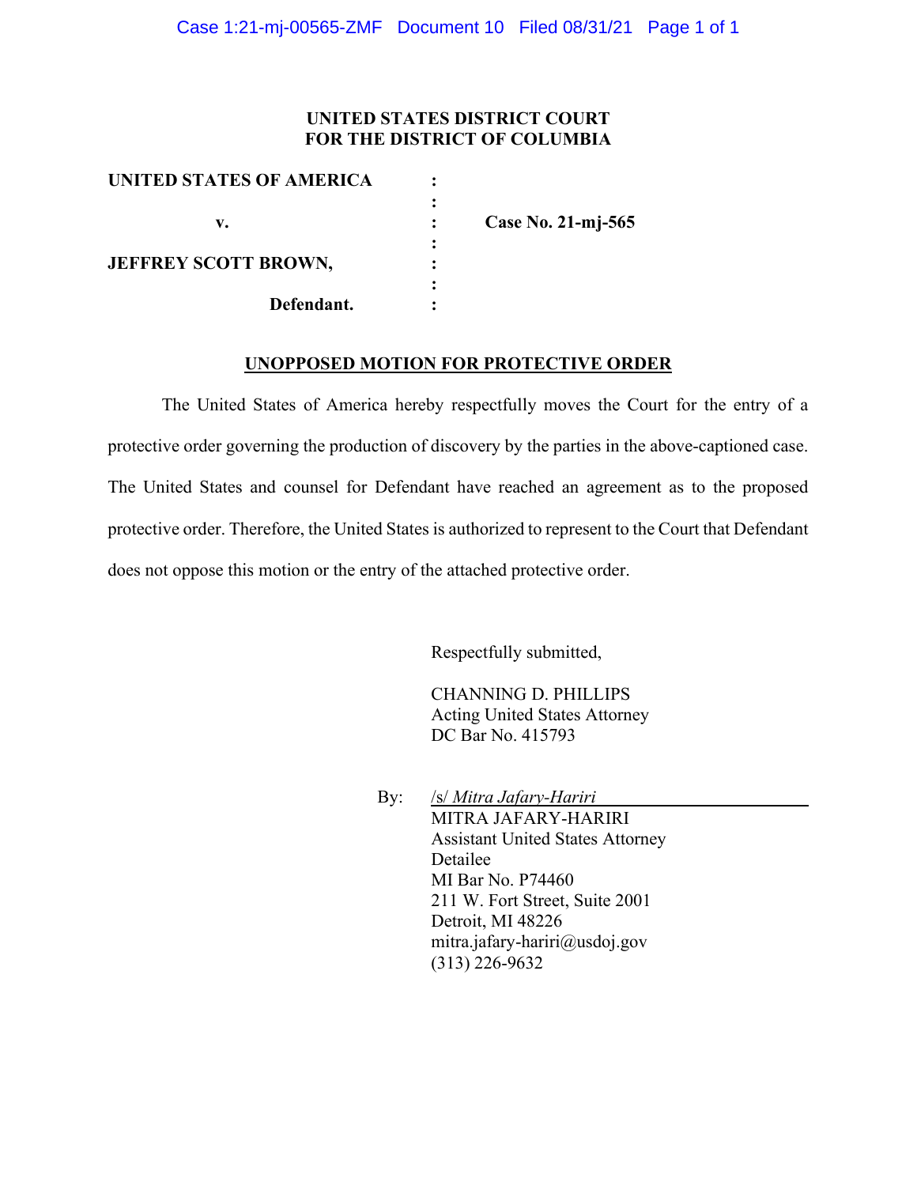**UNITED STATES DISTRICT COURT**
**FOR THE DISTRICT OF COLUMBIA**

| | | |
|---|---|---|
| **UNITED STATES OF AMERICA** | : | |
| | : | |
| **v.** | : | **Case No. 21-mj-565** |
| | : | |
| **JEFFREY SCOTT BROWN,** | : | |
| | : | |
| **Defendant.** | : | |

## **UNOPPOSED MOTION FOR PROTECTIVE ORDER**

The United States of America hereby respectfully moves the Court for the entry of a protective order governing the production of discovery by the parties in the above-captioned case. The United States and counsel for Defendant have reached an agreement as to the proposed protective order. Therefore, the United States is authorized to represent to the Court that Defendant does not oppose this motion or the entry of the attached protective order.

Respectfully submitted,

CHANNING D. PHILLIPS
Acting United States Attorney
DC Bar No. 415793

By: /s/ *Mitra Jafary-Hariri*
MITRA JAFARY-HARIRI
Assistant United States Attorney
Detailee
MI Bar No. P74460
211 W. Fort Street, Suite 2001
Detroit, MI 48226
mitra.jafary-hariri@usdoj.gov
(313) 226-9632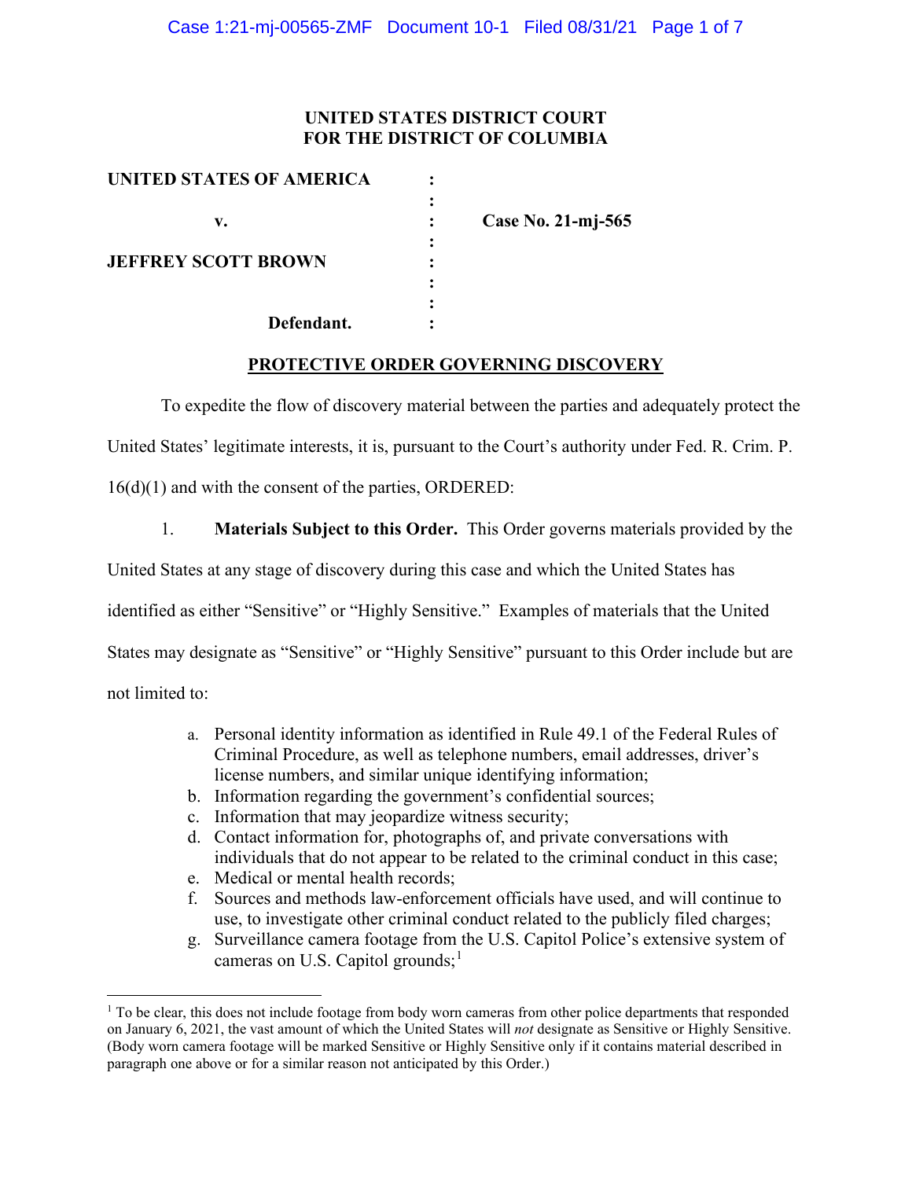**UNITED STATES DISTRICT COURT**
**FOR THE DISTRICT OF COLUMBIA**

| | | |
|---|---|---|
| **UNITED STATES OF AMERICA** | : | |
| | : | |
| **v.** | : | **Case No. 21-mj-565** |
| | : | |
| **JEFFREY SCOTT BROWN** | : | |
| | : | |
| | : | |
| **Defendant.** | : | |

## PROTECTIVE ORDER GOVERNING DISCOVERY

To expedite the flow of discovery material between the parties and adequately protect the United States' legitimate interests, it is, pursuant to the Court's authority under Fed. R. Crim. P. 16(d)(1) and with the consent of the parties, ORDERED:

1. **Materials Subject to this Order.** This Order governs materials provided by the United States at any stage of discovery during this case and which the United States has identified as either "Sensitive" or "Highly Sensitive." Examples of materials that the United States may designate as "Sensitive" or "Highly Sensitive" pursuant to this Order include but are not limited to:

   a. Personal identity information as identified in Rule 49.1 of the Federal Rules of Criminal Procedure, as well as telephone numbers, email addresses, driver's license numbers, and similar unique identifying information;
   b. Information regarding the government's confidential sources;
   c. Information that may jeopardize witness security;
   d. Contact information for, photographs of, and private conversations with individuals that do not appear to be related to the criminal conduct in this case;
   e. Medical or mental health records;
   f. Sources and methods law-enforcement officials have used, and will continue to use, to investigate other criminal conduct related to the publicly filed charges;
   g. Surveillance camera footage from the U.S. Capitol Police's extensive system of cameras on U.S. Capitol grounds;[1]

[1] To be clear, this does not include footage from body worn cameras from other police departments that responded on January 6, 2021, the vast amount of which the United States will *not* designate as Sensitive or Highly Sensitive. (Body worn camera footage will be marked Sensitive or Highly Sensitive only if it contains material described in paragraph one above or for a similar reason not anticipated by this Order.)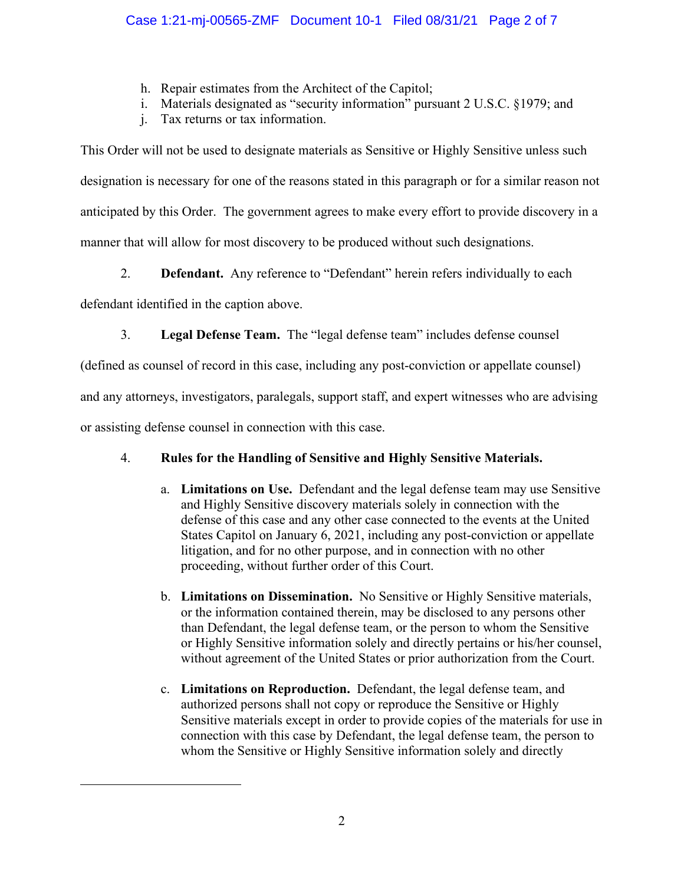h. Repair estimates from the Architect of the Capitol;
i. Materials designated as "security information" pursuant 2 U.S.C. §1979; and
j. Tax returns or tax information.

This Order will not be used to designate materials as Sensitive or Highly Sensitive unless such designation is necessary for one of the reasons stated in this paragraph or for a similar reason not anticipated by this Order. The government agrees to make every effort to provide discovery in a manner that will allow for most discovery to be produced without such designations.

2. **Defendant.** Any reference to "Defendant" herein refers individually to each defendant identified in the caption above.

3. **Legal Defense Team.** The "legal defense team" includes defense counsel (defined as counsel of record in this case, including any post-conviction or appellate counsel) and any attorneys, investigators, paralegals, support staff, and expert witnesses who are advising or assisting defense counsel in connection with this case.

4. **Rules for the Handling of Sensitive and Highly Sensitive Materials.**

   a. **Limitations on Use.** Defendant and the legal defense team may use Sensitive and Highly Sensitive discovery materials solely in connection with the defense of this case and any other case connected to the events at the United States Capitol on January 6, 2021, including any post-conviction or appellate litigation, and for no other purpose, and in connection with no other proceeding, without further order of this Court.

   b. **Limitations on Dissemination.** No Sensitive or Highly Sensitive materials, or the information contained therein, may be disclosed to any persons other than Defendant, the legal defense team, or the person to whom the Sensitive or Highly Sensitive information solely and directly pertains or his/her counsel, without agreement of the United States or prior authorization from the Court.

   c. **Limitations on Reproduction.** Defendant, the legal defense team, and authorized persons shall not copy or reproduce the Sensitive or Highly Sensitive materials except in order to provide copies of the materials for use in connection with this case by Defendant, the legal defense team, the person to whom the Sensitive or Highly Sensitive information solely and directly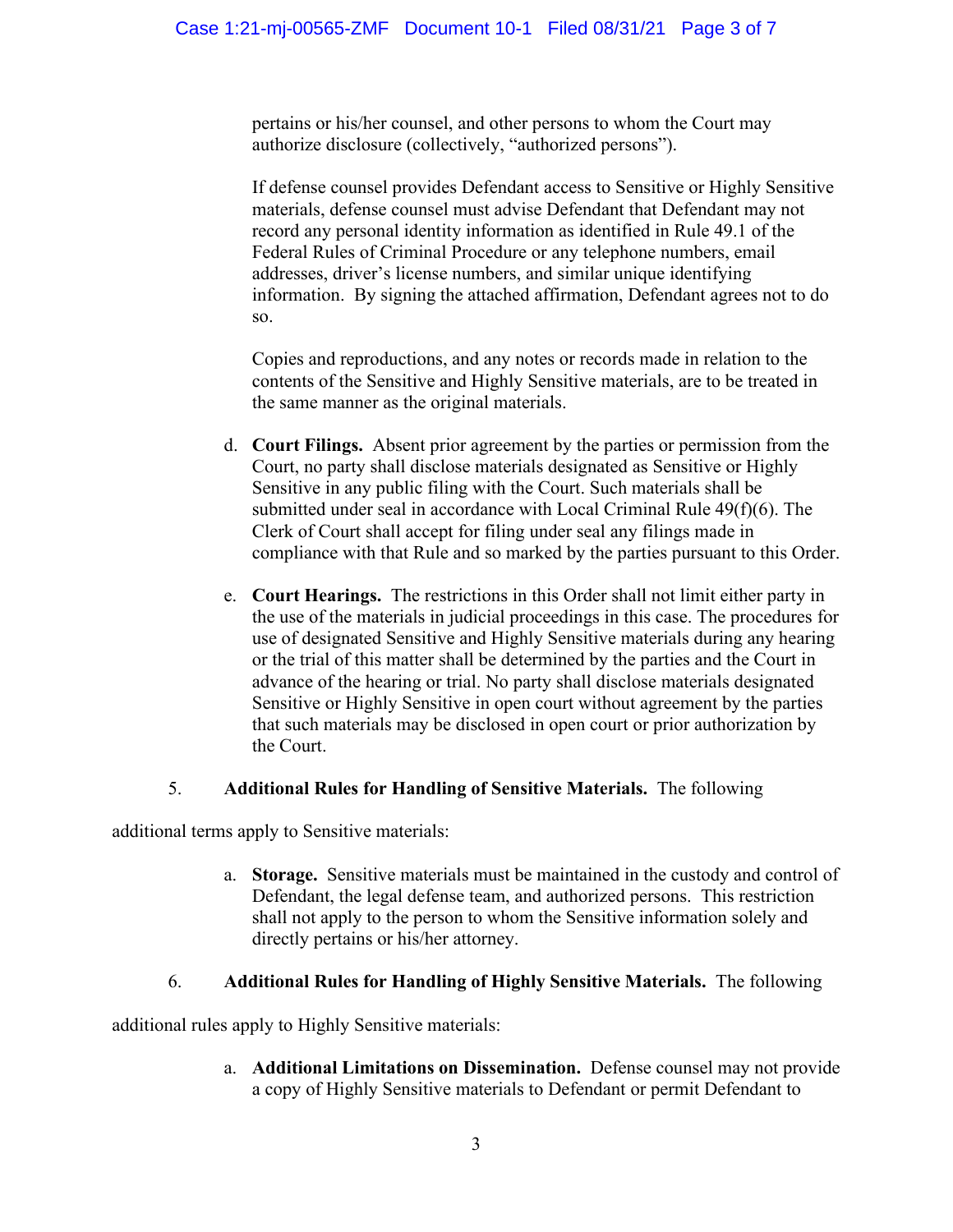pertains or his/her counsel, and other persons to whom the Court may authorize disclosure (collectively, "authorized persons").

If defense counsel provides Defendant access to Sensitive or Highly Sensitive materials, defense counsel must advise Defendant that Defendant may not record any personal identity information as identified in Rule 49.1 of the Federal Rules of Criminal Procedure or any telephone numbers, email addresses, driver's license numbers, and similar unique identifying information. By signing the attached affirmation, Defendant agrees not to do so.

Copies and reproductions, and any notes or records made in relation to the contents of the Sensitive and Highly Sensitive materials, are to be treated in the same manner as the original materials.

d. **Court Filings.** Absent prior agreement by the parties or permission from the Court, no party shall disclose materials designated as Sensitive or Highly Sensitive in any public filing with the Court. Such materials shall be submitted under seal in accordance with Local Criminal Rule 49(f)(6). The Clerk of Court shall accept for filing under seal any filings made in compliance with that Rule and so marked by the parties pursuant to this Order.

e. **Court Hearings.** The restrictions in this Order shall not limit either party in the use of the materials in judicial proceedings in this case. The procedures for use of designated Sensitive and Highly Sensitive materials during any hearing or the trial of this matter shall be determined by the parties and the Court in advance of the hearing or trial. No party shall disclose materials designated Sensitive or Highly Sensitive in open court without agreement by the parties that such materials may be disclosed in open court or prior authorization by the Court.

5. **Additional Rules for Handling of Sensitive Materials.** The following additional terms apply to Sensitive materials:

a. **Storage.** Sensitive materials must be maintained in the custody and control of Defendant, the legal defense team, and authorized persons. This restriction shall not apply to the person to whom the Sensitive information solely and directly pertains or his/her attorney.

6. **Additional Rules for Handling of Highly Sensitive Materials.** The following additional rules apply to Highly Sensitive materials:

a. **Additional Limitations on Dissemination.** Defense counsel may not provide a copy of Highly Sensitive materials to Defendant or permit Defendant to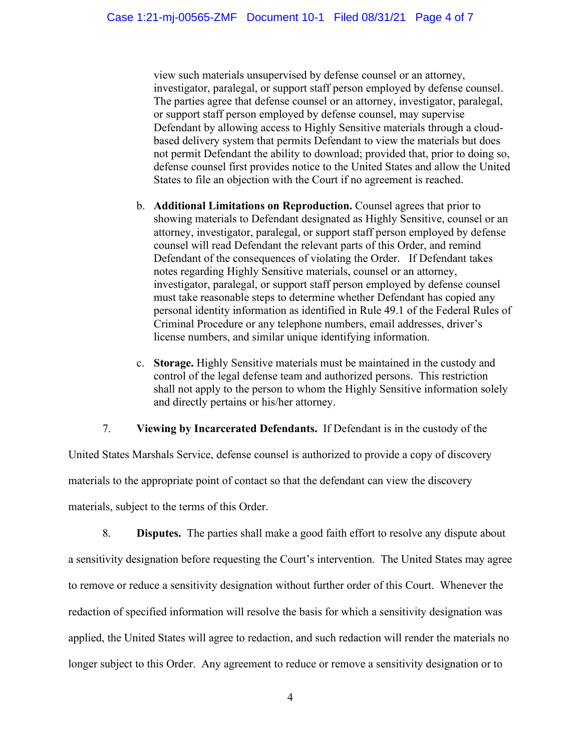view such materials unsupervised by defense counsel or an attorney, investigator, paralegal, or support staff person employed by defense counsel. The parties agree that defense counsel or an attorney, investigator, paralegal, or support staff person employed by defense counsel, may supervise Defendant by allowing access to Highly Sensitive materials through a cloud-based delivery system that permits Defendant to view the materials but does not permit Defendant the ability to download; provided that, prior to doing so, defense counsel first provides notice to the United States and allow the United States to file an objection with the Court if no agreement is reached.

b. **Additional Limitations on Reproduction.** Counsel agrees that prior to showing materials to Defendant designated as Highly Sensitive, counsel or an attorney, investigator, paralegal, or support staff person employed by defense counsel will read Defendant the relevant parts of this Order, and remind Defendant of the consequences of violating the Order. If Defendant takes notes regarding Highly Sensitive materials, counsel or an attorney, investigator, paralegal, or support staff person employed by defense counsel must take reasonable steps to determine whether Defendant has copied any personal identity information as identified in Rule 49.1 of the Federal Rules of Criminal Procedure or any telephone numbers, email addresses, driver's license numbers, and similar unique identifying information.

c. **Storage.** Highly Sensitive materials must be maintained in the custody and control of the legal defense team and authorized persons. This restriction shall not apply to the person to whom the Highly Sensitive information solely and directly pertains or his/her attorney.

7. **Viewing by Incarcerated Defendants.** If Defendant is in the custody of the United States Marshals Service, defense counsel is authorized to provide a copy of discovery materials to the appropriate point of contact so that the defendant can view the discovery materials, subject to the terms of this Order.

8. **Disputes.** The parties shall make a good faith effort to resolve any dispute about a sensitivity designation before requesting the Court's intervention. The United States may agree to remove or reduce a sensitivity designation without further order of this Court. Whenever the redaction of specified information will resolve the basis for which a sensitivity designation was applied, the United States will agree to redaction, and such redaction will render the materials no longer subject to this Order. Any agreement to reduce or remove a sensitivity designation or to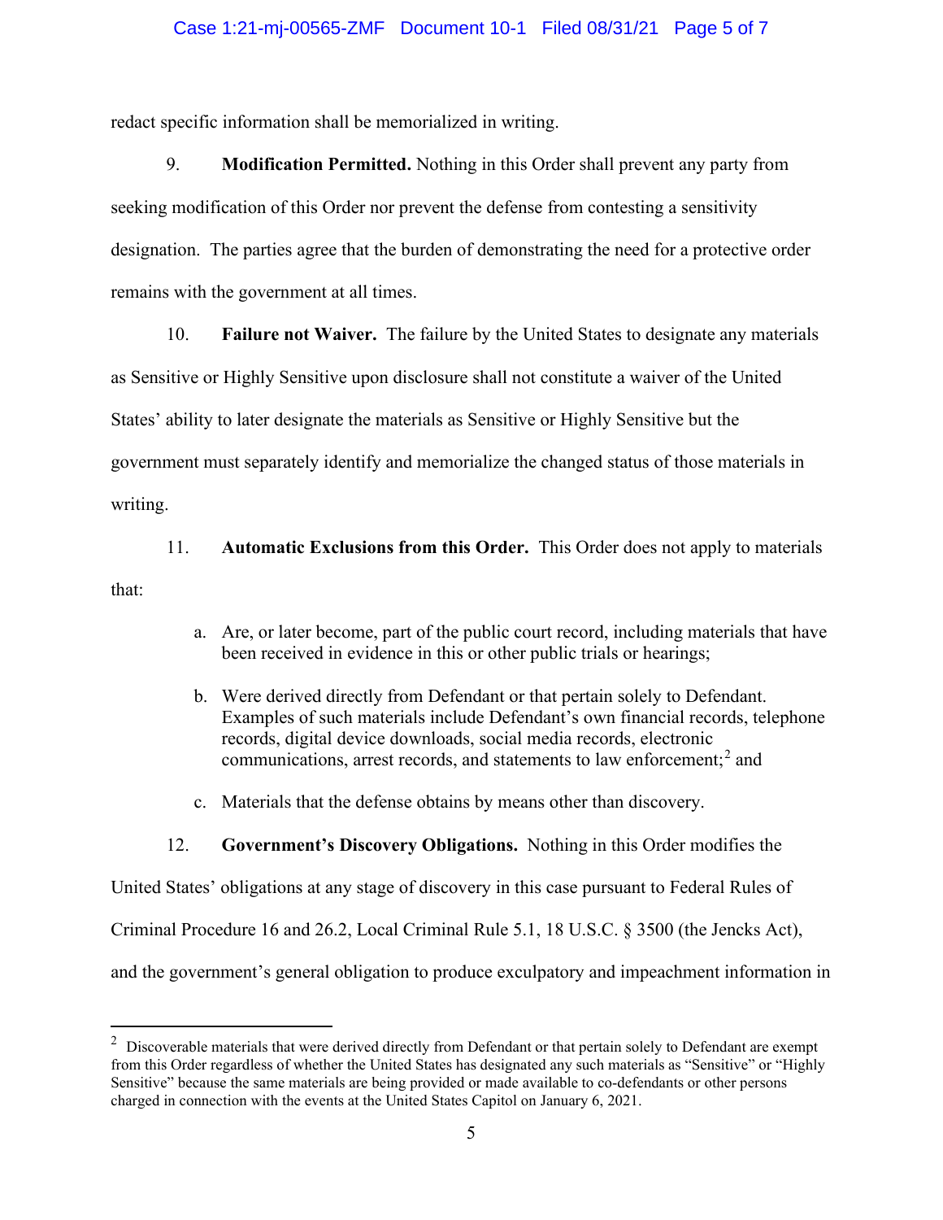redact specific information shall be memorialized in writing.

9. **Modification Permitted.** Nothing in this Order shall prevent any party from seeking modification of this Order nor prevent the defense from contesting a sensitivity designation. The parties agree that the burden of demonstrating the need for a protective order remains with the government at all times.

10. **Failure not Waiver.** The failure by the United States to designate any materials as Sensitive or Highly Sensitive upon disclosure shall not constitute a waiver of the United States' ability to later designate the materials as Sensitive or Highly Sensitive but the government must separately identify and memorialize the changed status of those materials in writing.

11. **Automatic Exclusions from this Order.** This Order does not apply to materials that:

   a. Are, or later become, part of the public court record, including materials that have been received in evidence in this or other public trials or hearings;

   b. Were derived directly from Defendant or that pertain solely to Defendant. Examples of such materials include Defendant's own financial records, telephone records, digital device downloads, social media records, electronic communications, arrest records, and statements to law enforcement;[2] and

   c. Materials that the defense obtains by means other than discovery.

12. **Government's Discovery Obligations.** Nothing in this Order modifies the United States' obligations at any stage of discovery in this case pursuant to Federal Rules of Criminal Procedure 16 and 26.2, Local Criminal Rule 5.1, 18 U.S.C. § 3500 (the Jencks Act), and the government's general obligation to produce exculpatory and impeachment information in

---

[2] Discoverable materials that were derived directly from Defendant or that pertain solely to Defendant are exempt from this Order regardless of whether the United States has designated any such materials as "Sensitive" or "Highly Sensitive" because the same materials are being provided or made available to co-defendants or other persons charged in connection with the events at the United States Capitol on January 6, 2021.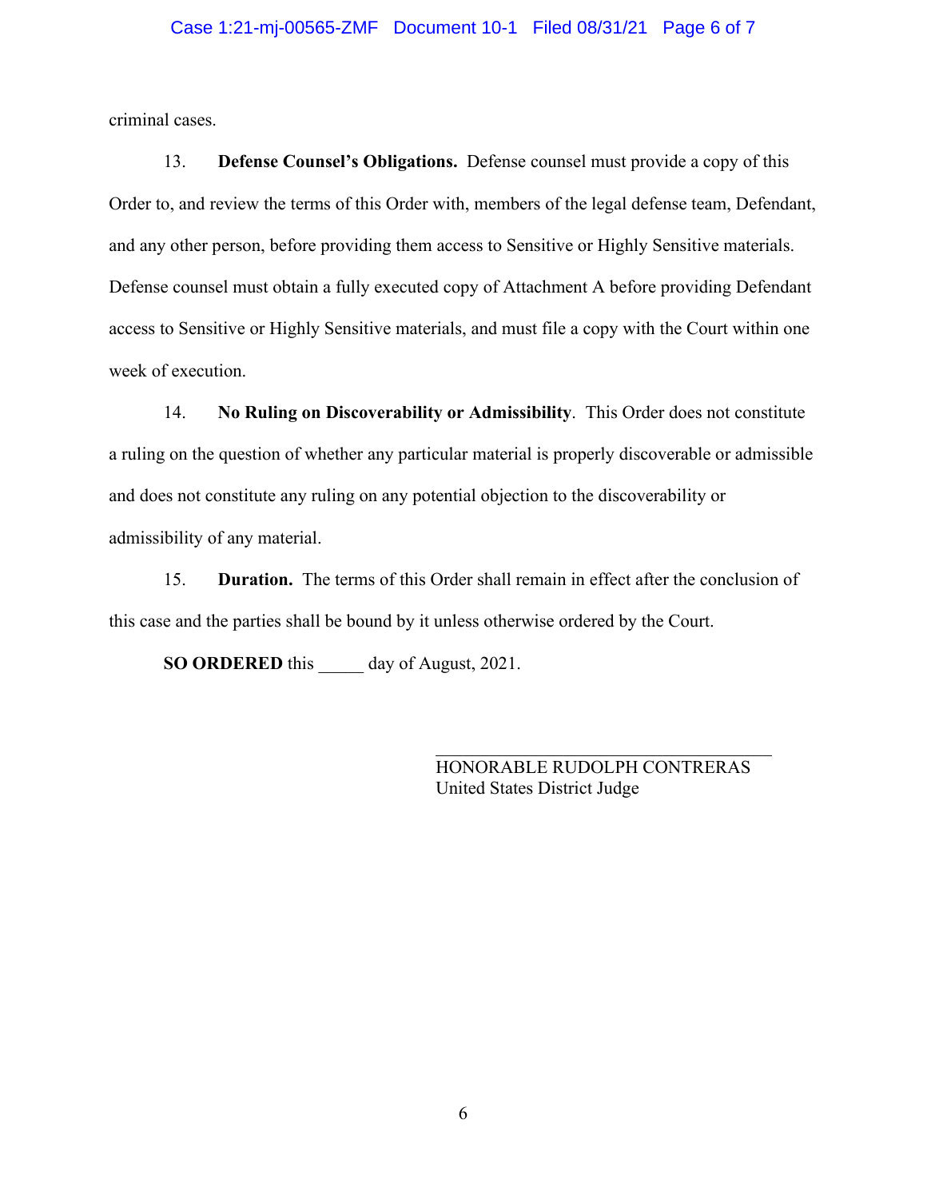criminal cases.

13. **Defense Counsel's Obligations.** Defense counsel must provide a copy of this Order to, and review the terms of this Order with, members of the legal defense team, Defendant, and any other person, before providing them access to Sensitive or Highly Sensitive materials. Defense counsel must obtain a fully executed copy of Attachment A before providing Defendant access to Sensitive or Highly Sensitive materials, and must file a copy with the Court within one week of execution.

14. **No Ruling on Discoverability or Admissibility**. This Order does not constitute a ruling on the question of whether any particular material is properly discoverable or admissible and does not constitute any ruling on any potential objection to the discoverability or admissibility of any material.

15. **Duration.** The terms of this Order shall remain in effect after the conclusion of this case and the parties shall be bound by it unless otherwise ordered by the Court.

**SO ORDERED** this _____ day of August, 2021.

___________________________________
HONORABLE RUDOLPH CONTRERAS
United States District Judge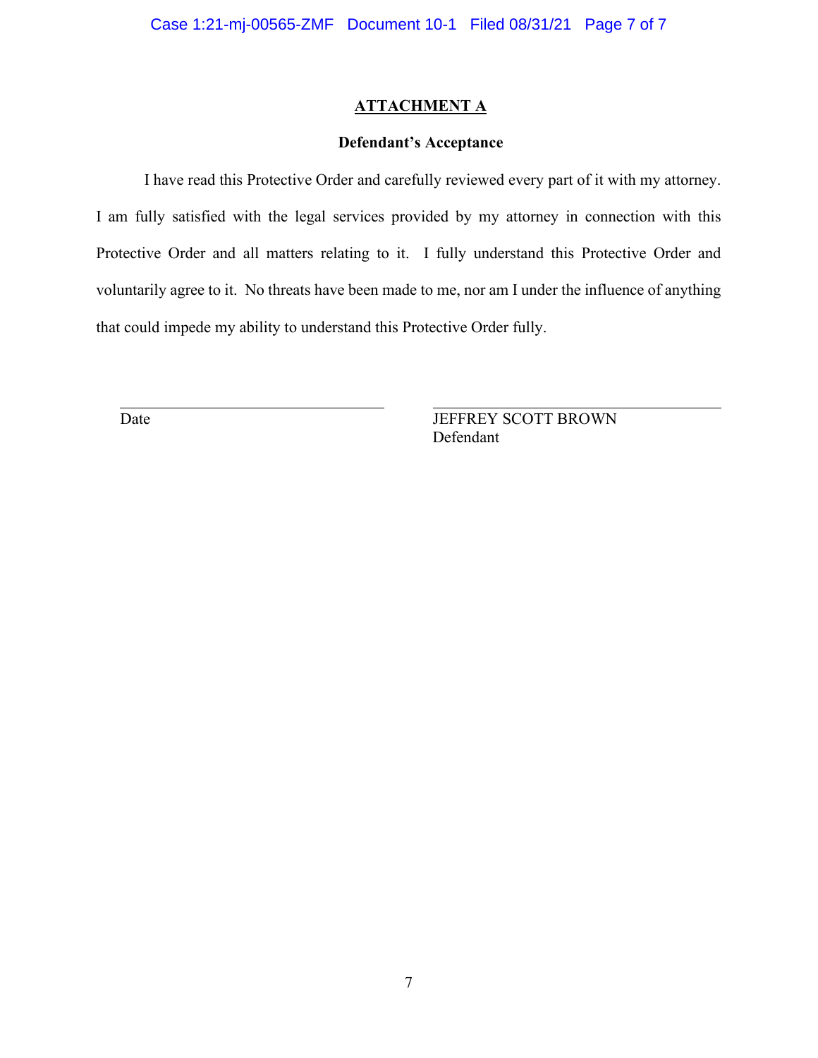## ATTACHMENT A

**Defendant's Acceptance**

I have read this Protective Order and carefully reviewed every part of it with my attorney. I am fully satisfied with the legal services provided by my attorney in connection with this Protective Order and all matters relating to it. I fully understand this Protective Order and voluntarily agree to it. No threats have been made to me, nor am I under the influence of anything that could impede my ability to understand this Protective Order fully.

| | |
|---|---|
| \_\_\_\_\_\_\_\_\_\_\_\_\_\_\_\_\_\_\_\_\_\_\_\_\_\_\_\_ | \_\_\_\_\_\_\_\_\_\_\_\_\_\_\_\_\_\_\_\_\_\_\_\_\_\_\_\_ |
| Date | JEFFREY SCOTT BROWN<br>Defendant |